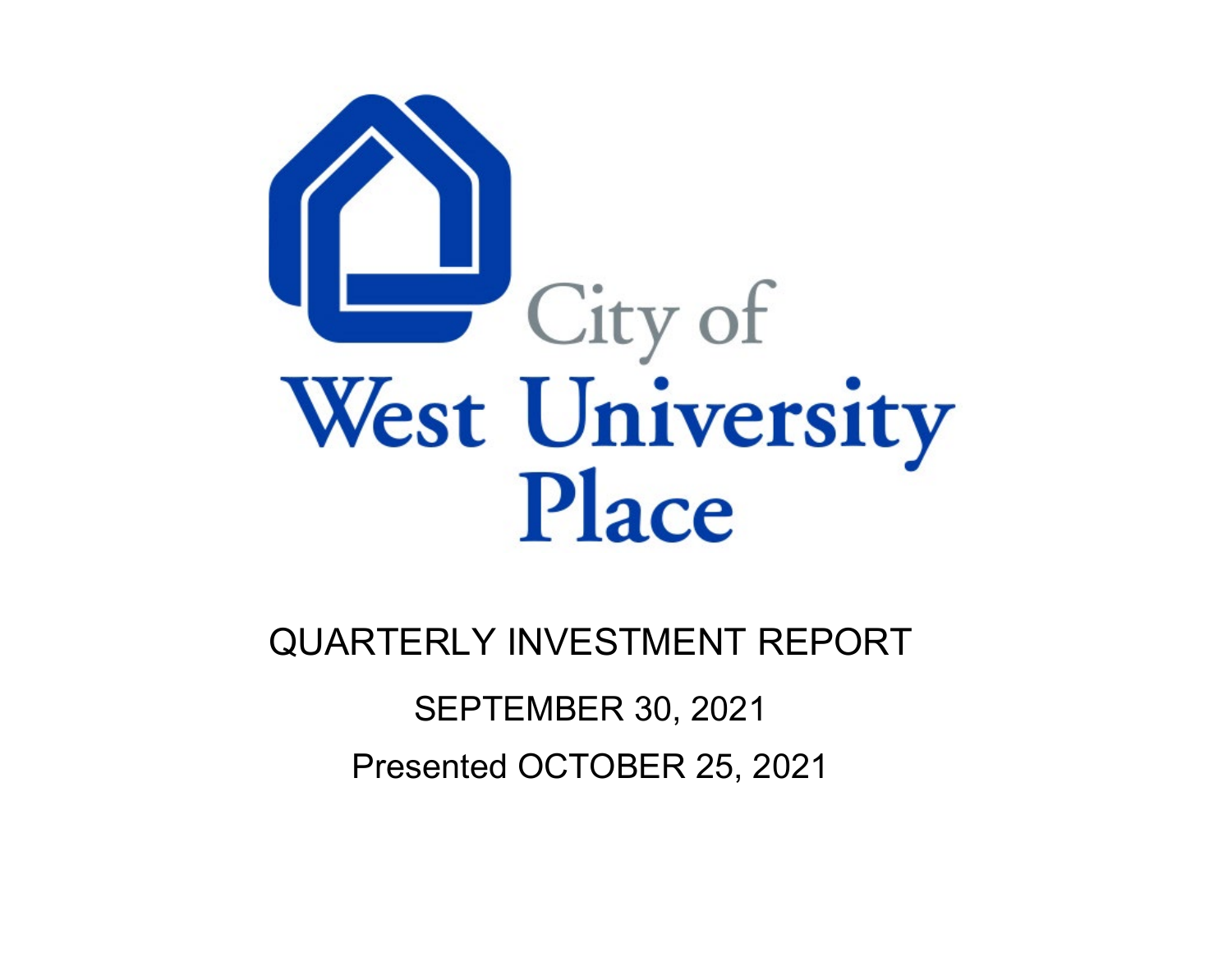City of
West University
Place

QUARTERLY INVESTMENT REPORT

SEPTEMBER 30, 2021

Presented OCTOBER 25, 2021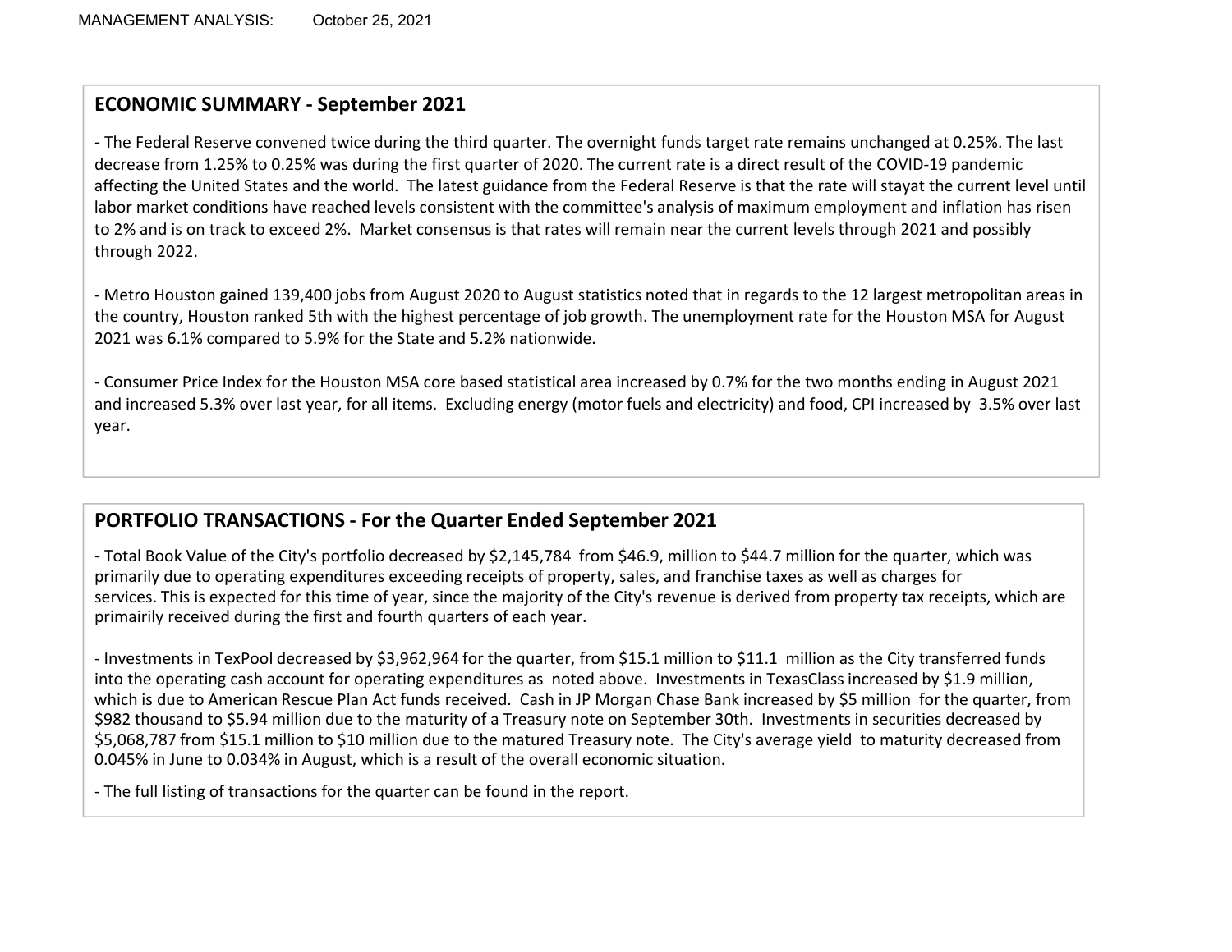MANAGEMENT ANALYSIS: October 25, 2021

## ECONOMIC SUMMARY - September 2021

- The Federal Reserve convened twice during the third quarter. The overnight funds target rate remains unchanged at 0.25%. The last decrease from 1.25% to 0.25% was during the first quarter of 2020. The current rate is a direct result of the COVID-19 pandemic affecting the United States and the world. The latest guidance from the Federal Reserve is that the rate will stayat the current level until labor market conditions have reached levels consistent with the committee's analysis of maximum employment and inflation has risen to 2% and is on track to exceed 2%. Market consensus is that rates will remain near the current levels through 2021 and possibly through 2022.

- Metro Houston gained 139,400 jobs from August 2020 to August statistics noted that in regards to the 12 largest metropolitan areas in the country, Houston ranked 5th with the highest percentage of job growth. The unemployment rate for the Houston MSA for August 2021 was 6.1% compared to 5.9% for the State and 5.2% nationwide.

- Consumer Price Index for the Houston MSA core based statistical area increased by 0.7% for the two months ending in August 2021 and increased 5.3% over last year, for all items. Excluding energy (motor fuels and electricity) and food, CPI increased by 3.5% over last year.

## PORTFOLIO TRANSACTIONS - For the Quarter Ended September 2021

- Total Book Value of the City's portfolio decreased by $2,145,784 from $46.9, million to $44.7 million for the quarter, which was primarily due to operating expenditures exceeding receipts of property, sales, and franchise taxes as well as charges for services. This is expected for this time of year, since the majority of the City's revenue is derived from property tax receipts, which are primairily received during the first and fourth quarters of each year.

- Investments in TexPool decreased by $3,962,964 for the quarter, from $15.1 million to $11.1 million as the City transferred funds into the operating cash account for operating expenditures as noted above. Investments in TexasClass increased by $1.9 million, which is due to American Rescue Plan Act funds received. Cash in JP Morgan Chase Bank increased by $5 million for the quarter, from $982 thousand to $5.94 million due to the maturity of a Treasury note on September 30th. Investments in securities decreased by $5,068,787 from $15.1 million to $10 million due to the matured Treasury note. The City's average yield to maturity decreased from 0.045% in June to 0.034% in August, which is a result of the overall economic situation.

- The full listing of transactions for the quarter can be found in the report.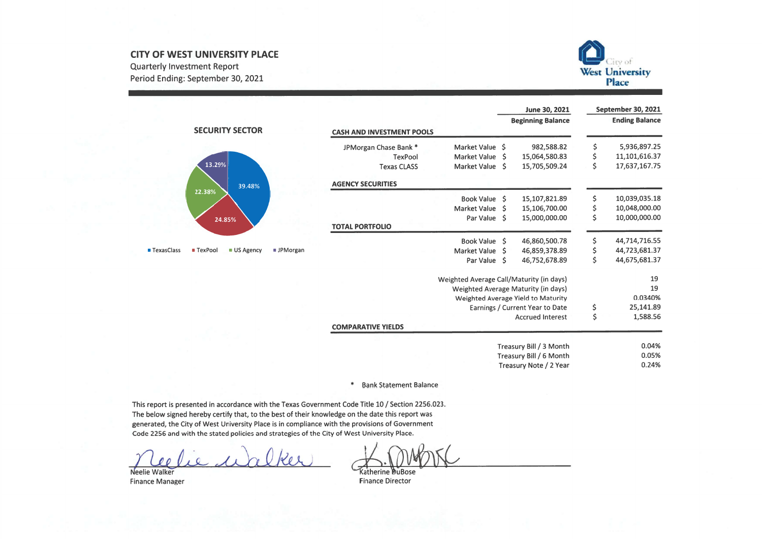**CITY OF WEST UNIVERSITY PLACE**
Quarterly Investment Report
Period Ending: September 30, 2021

City of West University Place

### SECURITY SECTOR

- TexasClass: 39.48%
- TexPool: 24.85%
- US Agency: 22.38%
- JPMorgan: 13.29%

| | | June 30, 2021<br>Beginning Balance | September 30, 2021<br>Ending Balance |
|---|---|---|---|
| **CASH AND INVESTMENT POOLS** | | | |
| JPMorgan Chase Bank * | Market Value | $ 982,588.82 | $ 5,936,897.25 |
| TexPool | Market Value | $ 15,064,580.83 | $ 11,101,616.37 |
| Texas CLASS | Market Value | $ 15,705,509.24 | $ 17,637,167.75 |
| **AGENCY SECURITIES** | | | |
| | Book Value | $ 15,107,821.89 | $ 10,039,035.18 |
| | Market Value | $ 15,106,700.00 | $ 10,048,000.00 |
| | Par Value | $ 15,000,000.00 | $ 10,000,000.00 |
| **TOTAL PORTFOLIO** | | | |
| | Book Value | $ 46,860,500.78 | $ 44,714,716.55 |
| | Market Value | $ 46,859,378.89 | $ 44,723,681.37 |
| | Par Value | $ 46,752,678.89 | $ 44,675,681.37 |
| | Weighted Average Call/Maturity (in days) | | 19 |
| | Weighted Average Maturity (in days) | | 19 |
| | Weighted Average Yield to Maturity | | 0.0340% |
| | Earnings / Current Year to Date | | $ 25,141.89 |
| | Accrued Interest | | $ 1,588.56 |
| **COMPARATIVE YIELDS** | | | |
| | Treasury Bill / 3 Month | | 0.04% |
| | Treasury Bill / 6 Month | | 0.05% |
| | Treasury Note / 2 Year | | 0.24% |

\* Bank Statement Balance

This report is presented in accordance with the Texas Government Code Title 10 / Section 2256.023. The below signed hereby certify that, to the best of their knowledge on the date this report was generated, the City of West University Place is in compliance with the provisions of Government Code 2256 and with the stated policies and strategies of the City of West University Place.

Neelie Walker
Finance Manager

Katherine DuBose
Finance Director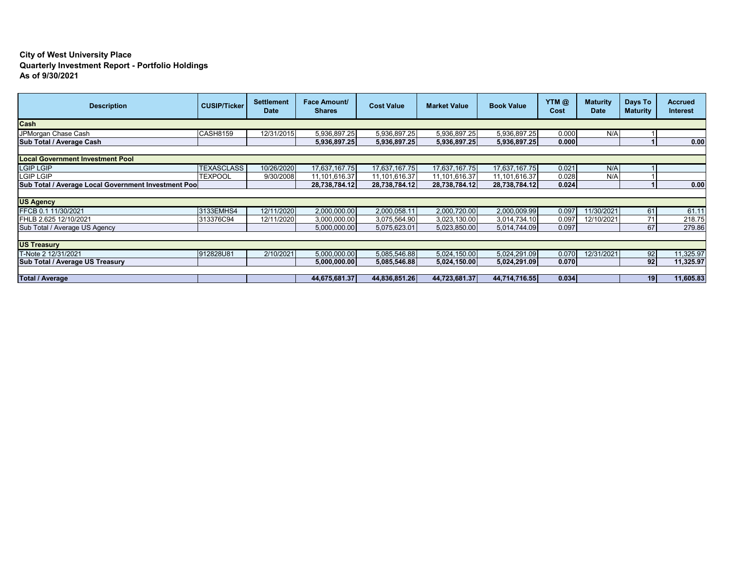**City of West University Place**
**Quarterly Investment Report - Portfolio Holdings**
**As of 9/30/2021**

| Description | CUSIP/Ticker | Settlement Date | Face Amount/ Shares | Cost Value | Market Value | Book Value | YTM @ Cost | Maturity Date | Days To Maturity | Accrued Interest |
|---|---|---|---|---|---|---|---|---|---|---|
| **Cash** | | | | | | | | | | |
| JPMorgan Chase Cash | CASH8159 | 12/31/2015 | 5,936,897.25 | 5,936,897.25 | 5,936,897.25 | 5,936,897.25 | 0.000 | N/A | 1 | |
| **Sub Total / Average Cash** | | | **5,936,897.25** | **5,936,897.25** | **5,936,897.25** | **5,936,897.25** | **0.000** | | **1** | **0.00** |
| **Local Government Investment Pool** | | | | | | | | | | |
| LGIP LGIP | TEXASCLASS | 10/26/2020 | 17,637,167.75 | 17,637,167.75 | 17,637,167.75 | 17,637,167.75 | 0.021 | N/A | 1 | |
| LGIP LGIP | TEXPOOL | 9/30/2008 | 11,101,616.37 | 11,101,616.37 | 11,101,616.37 | 11,101,616.37 | 0.028 | N/A | 1 | |
| **Sub Total / Average Local Government Investment Poo** | | | **28,738,784.12** | **28,738,784.12** | **28,738,784.12** | **28,738,784.12** | **0.024** | | **1** | **0.00** |
| **US Agency** | | | | | | | | | | |
| FFCB 0.1 11/30/2021 | 3133EMHS4 | 12/11/2020 | 2,000,000.00 | 2,000,058.11 | 2,000,720.00 | 2,000,009.99 | 0.097 | 11/30/2021 | 61 | 61.11 |
| FHLB 2.625 12/10/2021 | 313376C94 | 12/11/2020 | 3,000,000.00 | 3,075,564.90 | 3,023,130.00 | 3,014,734.10 | 0.097 | 12/10/2021 | 71 | 218.75 |
| Sub Total / Average US Agency | | | 5,000,000.00 | 5,075,623.01 | 5,023,850.00 | 5,014,744.09 | 0.097 | | 67 | 279.86 |
| **US Treasury** | | | | | | | | | | |
| T-Note 2 12/31/2021 | 912828U81 | 2/10/2021 | 5,000,000.00 | 5,085,546.88 | 5,024,150.00 | 5,024,291.09 | 0.070 | 12/31/2021 | 92 | 11,325.97 |
| **Sub Total / Average US Treasury** | | | **5,000,000.00** | **5,085,546.88** | **5,024,150.00** | **5,024,291.09** | **0.070** | | **92** | **11,325.97** |
| **Total / Average** | | | **44,675,681.37** | **44,836,851.26** | **44,723,681.37** | **44,714,716.55** | **0.034** | | **19** | **11,605.83** |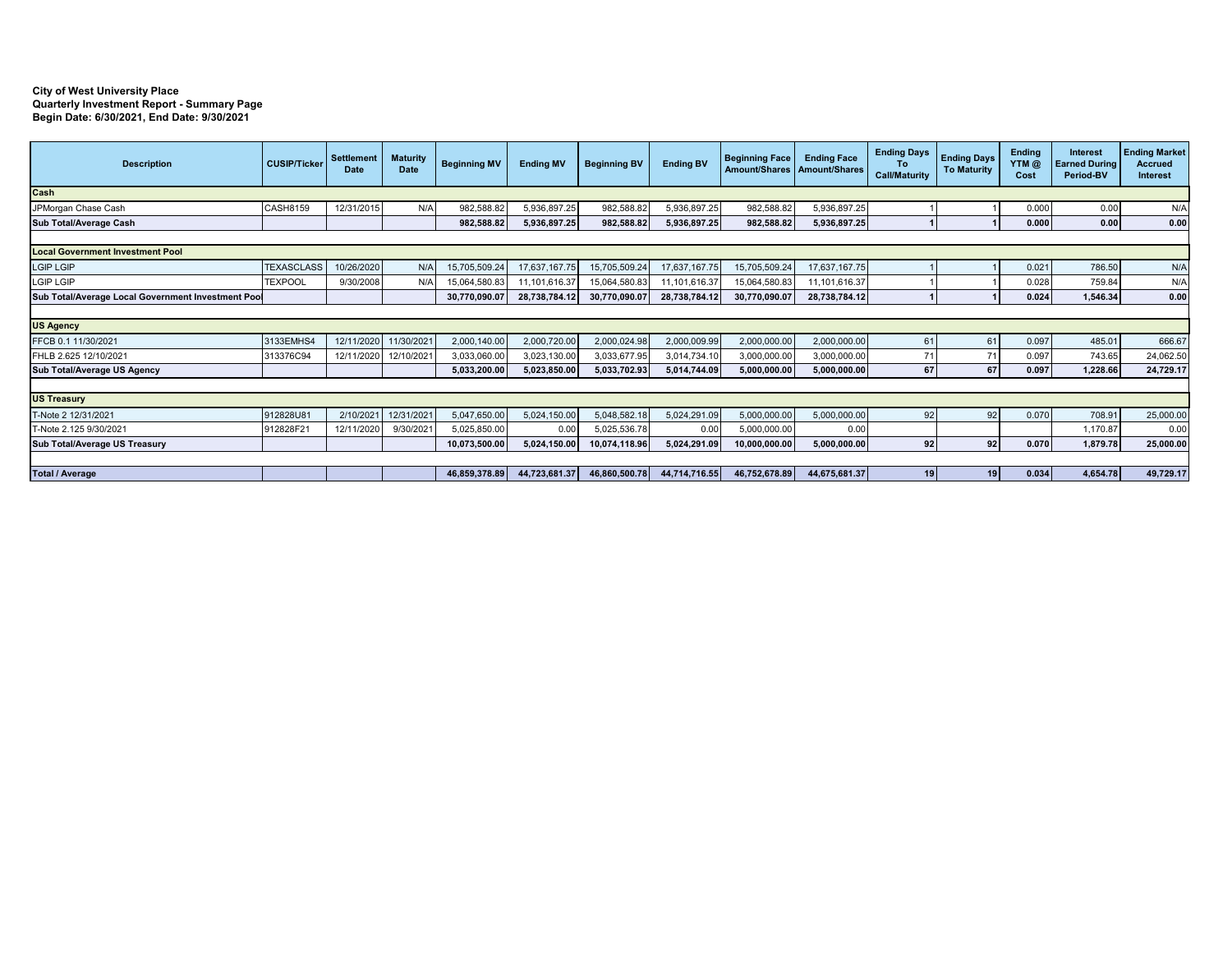**City of West University Place**
**Quarterly Investment Report - Summary Page**
**Begin Date: 6/30/2021, End Date: 9/30/2021**

| Description | CUSIP/Ticker | Settlement Date | Maturity Date | Beginning MV | Ending MV | Beginning BV | Ending BV | Beginning Face Amount/Shares | Ending Face Amount/Shares | Ending Days To Call/Maturity | Ending Days To Maturity | Ending YTM @ Cost | Interest Earned During Period-BV | Ending Market Accrued Interest |
|---|---|---|---|---|---|---|---|---|---|---|---|---|---|---|
| **Cash** | | | | | | | | | | | | | | |
| JPMorgan Chase Cash | CASH8159 | 12/31/2015 | N/A | 982,588.82 | 5,936,897.25 | 982,588.82 | 5,936,897.25 | 982,588.82 | 5,936,897.25 | 1 | 1 | 0.000 | 0.00 | N/A |
| **Sub Total/Average Cash** | | | | **982,588.82** | **5,936,897.25** | **982,588.82** | **5,936,897.25** | **982,588.82** | **5,936,897.25** | **1** | **1** | **0.000** | **0.00** | **0.00** |
| **Local Government Investment Pool** | | | | | | | | | | | | | | |
| LGIP LGIP | TEXASCLASS | 10/26/2020 | N/A | 15,705,509.24 | 17,637,167.75 | 15,705,509.24 | 17,637,167.75 | 15,705,509.24 | 17,637,167.75 | 1 | 1 | 0.021 | 786.50 | N/A |
| LGIP LGIP | TEXPOOL | 9/30/2008 | N/A | 15,064,580.83 | 11,101,616.37 | 15,064,580.83 | 11,101,616.37 | 15,064,580.83 | 11,101,616.37 | 1 | 1 | 0.028 | 759.84 | N/A |
| **Sub Total/Average Local Government Investment Pool** | | | | **30,770,090.07** | **28,738,784.12** | **30,770,090.07** | **28,738,784.12** | **30,770,090.07** | **28,738,784.12** | **1** | **1** | **0.024** | **1,546.34** | **0.00** |
| **US Agency** | | | | | | | | | | | | | | |
| FFCB 0.1 11/30/2021 | 3133EMHS4 | 12/11/2020 | 11/30/2021 | 2,000,140.00 | 2,000,720.00 | 2,000,024.98 | 2,000,009.99 | 2,000,000.00 | 2,000,000.00 | 61 | 61 | 0.097 | 485.01 | 666.67 |
| FHLB 2.625 12/10/2021 | 313376C94 | 12/11/2020 | 12/10/2021 | 3,033,060.00 | 3,023,130.00 | 3,033,677.95 | 3,014,734.10 | 3,000,000.00 | 3,000,000.00 | 71 | 71 | 0.097 | 743.65 | 24,062.50 |
| **Sub Total/Average US Agency** | | | | **5,033,200.00** | **5,023,850.00** | **5,033,702.93** | **5,014,744.09** | **5,000,000.00** | **5,000,000.00** | **67** | **67** | **0.097** | **1,228.66** | **24,729.17** |
| **US Treasury** | | | | | | | | | | | | | | |
| T-Note 2 12/31/2021 | 912828U81 | 2/10/2021 | 12/31/2021 | 5,047,650.00 | 5,024,150.00 | 5,048,582.18 | 5,024,291.09 | 5,000,000.00 | 5,000,000.00 | 92 | 92 | 0.070 | 708.91 | 25,000.00 |
| T-Note 2.125 9/30/2021 | 912828F21 | 12/11/2020 | 9/30/2021 | 5,025,850.00 | 0.00 | 5,025,536.78 | 0.00 | 5,000,000.00 | 0.00 | | | | 1,170.87 | 0.00 |
| **Sub Total/Average US Treasury** | | | | **10,073,500.00** | **5,024,150.00** | **10,074,118.96** | **5,024,291.09** | **10,000,000.00** | **5,000,000.00** | **92** | **92** | **0.070** | **1,879.78** | **25,000.00** |
| **Total / Average** | | | | **46,859,378.89** | **44,723,681.37** | **46,860,500.78** | **44,714,716.55** | **46,752,678.89** | **44,675,681.37** | **19** | **19** | **0.034** | **4,654.78** | **49,729.17** |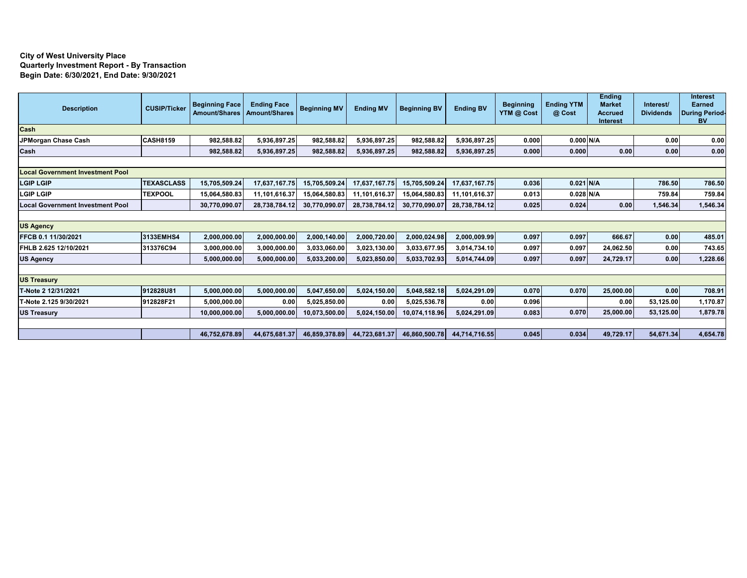**City of West University Place**
**Quarterly Investment Report - By Transaction**
**Begin Date: 6/30/2021, End Date: 9/30/2021**

| Description | CUSIP/Ticker | Beginning Face Amount/Shares | Ending Face Amount/Shares | Beginning MV | Ending MV | Beginning BV | Ending BV | Beginning YTM @ Cost | Ending YTM @ Cost | Ending Market Accrued Interest | Interest/ Dividends | Interest Earned During Period-BV |
|---|---|---|---|---|---|---|---|---|---|---|---|---|
| **Cash** | | | | | | | | | | | | |
| JPMorgan Chase Cash | CASH8159 | 982,588.82 | 5,936,897.25 | 982,588.82 | 5,936,897.25 | 982,588.82 | 5,936,897.25 | 0.000 | 0.000 | N/A | 0.00 | 0.00 |
| **Cash** | | 982,588.82 | 5,936,897.25 | 982,588.82 | 5,936,897.25 | 982,588.82 | 5,936,897.25 | 0.000 | 0.000 | 0.00 | 0.00 | 0.00 |
| **Local Government Investment Pool** | | | | | | | | | | | | |
| LGIP LGIP | TEXASCLASS | 15,705,509.24 | 17,637,167.75 | 15,705,509.24 | 17,637,167.75 | 15,705,509.24 | 17,637,167.75 | 0.036 | 0.021 | N/A | 786.50 | 786.50 |
| LGIP LGIP | TEXPOOL | 15,064,580.83 | 11,101,616.37 | 15,064,580.83 | 11,101,616.37 | 15,064,580.83 | 11,101,616.37 | 0.013 | 0.028 | N/A | 759.84 | 759.84 |
| **Local Government Investment Pool** | | 30,770,090.07 | 28,738,784.12 | 30,770,090.07 | 28,738,784.12 | 30,770,090.07 | 28,738,784.12 | 0.025 | 0.024 | 0.00 | 1,546.34 | 1,546.34 |
| **US Agency** | | | | | | | | | | | | |
| FFCB 0.1 11/30/2021 | 3133EMHS4 | 2,000,000.00 | 2,000,000.00 | 2,000,140.00 | 2,000,720.00 | 2,000,024.98 | 2,000,009.99 | 0.097 | 0.097 | 666.67 | 0.00 | 485.01 |
| FHLB 2.625 12/10/2021 | 313376C94 | 3,000,000.00 | 3,000,000.00 | 3,033,060.00 | 3,023,130.00 | 3,033,677.95 | 3,014,734.10 | 0.097 | 0.097 | 24,062.50 | 0.00 | 743.65 |
| **US Agency** | | 5,000,000.00 | 5,000,000.00 | 5,033,200.00 | 5,023,850.00 | 5,033,702.93 | 5,014,744.09 | 0.097 | 0.097 | 24,729.17 | 0.00 | 1,228.66 |
| **US Treasury** | | | | | | | | | | | | |
| T-Note 2 12/31/2021 | 912828U81 | 5,000,000.00 | 5,000,000.00 | 5,047,650.00 | 5,024,150.00 | 5,048,582.18 | 5,024,291.09 | 0.070 | 0.070 | 25,000.00 | 0.00 | 708.91 |
| T-Note 2.125 9/30/2021 | 912828F21 | 5,000,000.00 | 0.00 | 5,025,850.00 | 0.00 | 5,025,536.78 | 0.00 | 0.096 | | 0.00 | 53,125.00 | 1,170.87 |
| **US Treasury** | | 10,000,000.00 | 5,000,000.00 | 10,073,500.00 | 5,024,150.00 | 10,074,118.96 | 5,024,291.09 | 0.083 | 0.070 | 25,000.00 | 53,125.00 | 1,879.78 |
| | | 46,752,678.89 | 44,675,681.37 | 46,859,378.89 | 44,723,681.37 | 46,860,500.78 | 44,714,716.55 | 0.045 | 0.034 | 49,729.17 | 54,671.34 | 4,654.78 |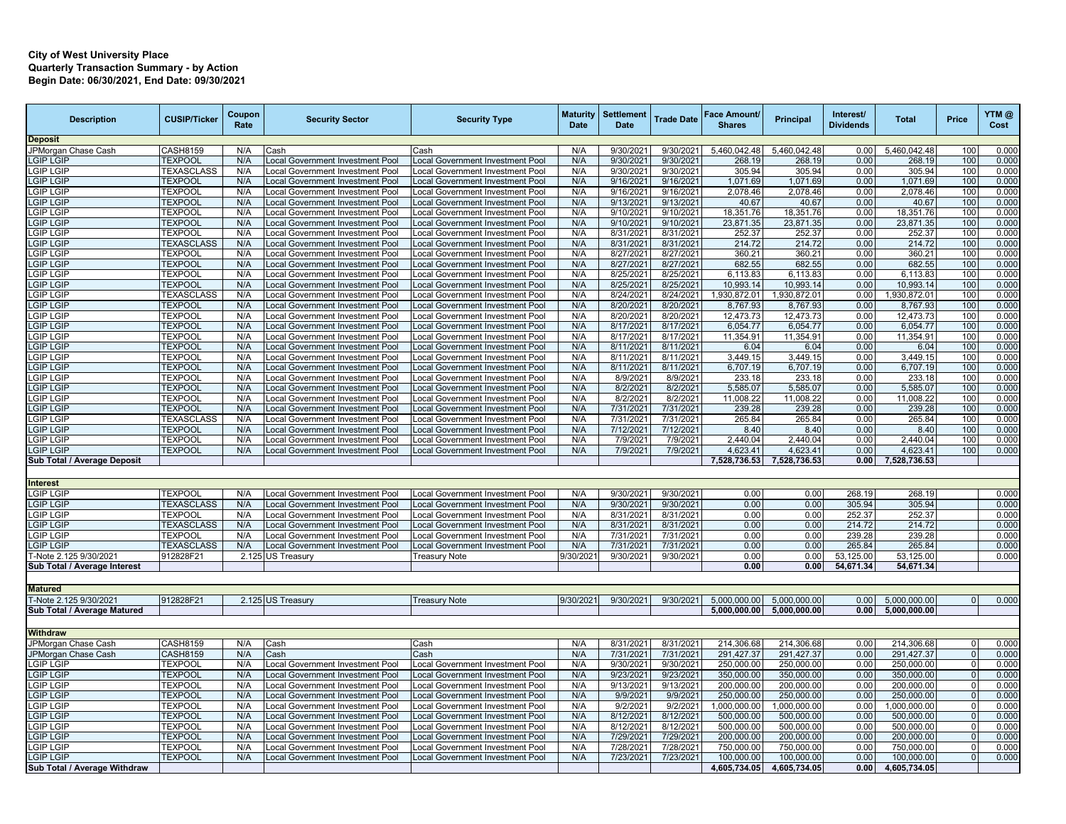**City of West University Place**
**Quarterly Transaction Summary - by Action**
**Begin Date: 06/30/2021, End Date: 09/30/2021**

| Description | CUSIP/Ticker | Coupon Rate | Security Sector | Security Type | Maturity Date | Settlement Date | Trade Date | Face Amount/ Shares | Principal | Interest/ Dividends | Total | Price | YTM @ Cost |
|---|---|---|---|---|---|---|---|---|---|---|---|---|---|
| **Deposit** | | | | | | | | | | | | | |
| JPMorgan Chase Cash | CASH8159 | N/A | Cash | Cash | N/A | 9/30/2021 | 9/30/2021 | 5,460,042.48 | 5,460,042.48 | 0.00 | 5,460,042.48 | 100 | 0.000 |
| LGIP LGIP | TEXPOOL | N/A | Local Government Investment Pool | Local Government Investment Pool | N/A | 9/30/2021 | 9/30/2021 | 268.19 | 268.19 | 0.00 | 268.19 | 100 | 0.000 |
| LGIP LGIP | TEXASCLASS | N/A | Local Government Investment Pool | Local Government Investment Pool | N/A | 9/30/2021 | 9/30/2021 | 305.94 | 305.94 | 0.00 | 305.94 | 100 | 0.000 |
| LGIP LGIP | TEXPOOL | N/A | Local Government Investment Pool | Local Government Investment Pool | N/A | 9/16/2021 | 9/16/2021 | 1,071.69 | 1,071.69 | 0.00 | 1,071.69 | 100 | 0.000 |
| LGIP LGIP | TEXPOOL | N/A | Local Government Investment Pool | Local Government Investment Pool | N/A | 9/16/2021 | 9/16/2021 | 2,078.46 | 2,078.46 | 0.00 | 2,078.46 | 100 | 0.000 |
| LGIP LGIP | TEXPOOL | N/A | Local Government Investment Pool | Local Government Investment Pool | N/A | 9/13/2021 | 9/13/2021 | 40.67 | 40.67 | 0.00 | 40.67 | 100 | 0.000 |
| LGIP LGIP | TEXPOOL | N/A | Local Government Investment Pool | Local Government Investment Pool | N/A | 9/10/2021 | 9/10/2021 | 18,351.76 | 18,351.76 | 0.00 | 18,351.76 | 100 | 0.000 |
| LGIP LGIP | TEXPOOL | N/A | Local Government Investment Pool | Local Government Investment Pool | N/A | 9/10/2021 | 9/10/2021 | 23,871.35 | 23,871.35 | 0.00 | 23,871.35 | 100 | 0.000 |
| LGIP LGIP | TEXPOOL | N/A | Local Government Investment Pool | Local Government Investment Pool | N/A | 8/31/2021 | 8/31/2021 | 252.37 | 252.37 | 0.00 | 252.37 | 100 | 0.000 |
| LGIP LGIP | TEXASCLASS | N/A | Local Government Investment Pool | Local Government Investment Pool | N/A | 8/31/2021 | 8/31/2021 | 214.72 | 214.72 | 0.00 | 214.72 | 100 | 0.000 |
| LGIP LGIP | TEXPOOL | N/A | Local Government Investment Pool | Local Government Investment Pool | N/A | 8/27/2021 | 8/27/2021 | 360.21 | 360.21 | 0.00 | 360.21 | 100 | 0.000 |
| LGIP LGIP | TEXPOOL | N/A | Local Government Investment Pool | Local Government Investment Pool | N/A | 8/27/2021 | 8/27/2021 | 682.55 | 682.55 | 0.00 | 682.55 | 100 | 0.000 |
| LGIP LGIP | TEXPOOL | N/A | Local Government Investment Pool | Local Government Investment Pool | N/A | 8/25/2021 | 8/25/2021 | 6,113.83 | 6,113.83 | 0.00 | 6,113.83 | 100 | 0.000 |
| LGIP LGIP | TEXPOOL | N/A | Local Government Investment Pool | Local Government Investment Pool | N/A | 8/25/2021 | 8/25/2021 | 10,993.14 | 10,993.14 | 0.00 | 10,993.14 | 100 | 0.000 |
| LGIP LGIP | TEXASCLASS | N/A | Local Government Investment Pool | Local Government Investment Pool | N/A | 8/24/2021 | 8/24/2021 | 1,930,872.01 | 1,930,872.01 | 0.00 | 1,930,872.01 | 100 | 0.000 |
| LGIP LGIP | TEXPOOL | N/A | Local Government Investment Pool | Local Government Investment Pool | N/A | 8/20/2021 | 8/20/2021 | 8,767.93 | 8,767.93 | 0.00 | 8,767.93 | 100 | 0.000 |
| LGIP LGIP | TEXPOOL | N/A | Local Government Investment Pool | Local Government Investment Pool | N/A | 8/20/2021 | 8/20/2021 | 12,473.73 | 12,473.73 | 0.00 | 12,473.73 | 100 | 0.000 |
| LGIP LGIP | TEXPOOL | N/A | Local Government Investment Pool | Local Government Investment Pool | N/A | 8/17/2021 | 8/17/2021 | 6,054.77 | 6,054.77 | 0.00 | 6,054.77 | 100 | 0.000 |
| LGIP LGIP | TEXPOOL | N/A | Local Government Investment Pool | Local Government Investment Pool | N/A | 8/17/2021 | 8/17/2021 | 11,354.91 | 11,354.91 | 0.00 | 11,354.91 | 100 | 0.000 |
| LGIP LGIP | TEXPOOL | N/A | Local Government Investment Pool | Local Government Investment Pool | N/A | 8/11/2021 | 8/11/2021 | 6.04 | 6.04 | 0.00 | 6.04 | 100 | 0.000 |
| LGIP LGIP | TEXPOOL | N/A | Local Government Investment Pool | Local Government Investment Pool | N/A | 8/11/2021 | 8/11/2021 | 3,449.15 | 3,449.15 | 0.00 | 3,449.15 | 100 | 0.000 |
| LGIP LGIP | TEXPOOL | N/A | Local Government Investment Pool | Local Government Investment Pool | N/A | 8/11/2021 | 8/11/2021 | 6,707.19 | 6,707.19 | 0.00 | 6,707.19 | 100 | 0.000 |
| LGIP LGIP | TEXPOOL | N/A | Local Government Investment Pool | Local Government Investment Pool | N/A | 8/9/2021 | 8/9/2021 | 233.18 | 233.18 | 0.00 | 233.18 | 100 | 0.000 |
| LGIP LGIP | TEXPOOL | N/A | Local Government Investment Pool | Local Government Investment Pool | N/A | 8/2/2021 | 8/2/2021 | 5,585.07 | 5,585.07 | 0.00 | 5,585.07 | 100 | 0.000 |
| LGIP LGIP | TEXPOOL | N/A | Local Government Investment Pool | Local Government Investment Pool | N/A | 8/2/2021 | 8/2/2021 | 11,008.22 | 11,008.22 | 0.00 | 11,008.22 | 100 | 0.000 |
| LGIP LGIP | TEXPOOL | N/A | Local Government Investment Pool | Local Government Investment Pool | N/A | 7/31/2021 | 7/31/2021 | 239.28 | 239.28 | 0.00 | 239.28 | 100 | 0.000 |
| LGIP LGIP | TEXASCLASS | N/A | Local Government Investment Pool | Local Government Investment Pool | N/A | 7/31/2021 | 7/31/2021 | 265.84 | 265.84 | 0.00 | 265.84 | 100 | 0.000 |
| LGIP LGIP | TEXPOOL | N/A | Local Government Investment Pool | Local Government Investment Pool | N/A | 7/12/2021 | 7/12/2021 | 8.40 | 8.40 | 0.00 | 8.40 | 100 | 0.000 |
| LGIP LGIP | TEXPOOL | N/A | Local Government Investment Pool | Local Government Investment Pool | N/A | 7/9/2021 | 7/9/2021 | 2,440.04 | 2,440.04 | 0.00 | 2,440.04 | 100 | 0.000 |
| LGIP LGIP | TEXPOOL | N/A | Local Government Investment Pool | Local Government Investment Pool | N/A | 7/9/2021 | 7/9/2021 | 4,623.41 | 4,623.41 | 0.00 | 4,623.41 | 100 | 0.000 |
| **Sub Total / Average Deposit** | | | | | | | | **7,528,736.53** | **7,528,736.53** | **0.00** | **7,528,736.53** | | |
| **Interest** | | | | | | | | | | | | | |
| LGIP LGIP | TEXPOOL | N/A | Local Government Investment Pool | Local Government Investment Pool | N/A | 9/30/2021 | 9/30/2021 | 0.00 | 0.00 | 268.19 | 268.19 | | 0.000 |
| LGIP LGIP | TEXASCLASS | N/A | Local Government Investment Pool | Local Government Investment Pool | N/A | 9/30/2021 | 9/30/2021 | 0.00 | 0.00 | 305.94 | 305.94 | | 0.000 |
| LGIP LGIP | TEXPOOL | N/A | Local Government Investment Pool | Local Government Investment Pool | N/A | 8/31/2021 | 8/31/2021 | 0.00 | 0.00 | 252.37 | 252.37 | | 0.000 |
| LGIP LGIP | TEXASCLASS | N/A | Local Government Investment Pool | Local Government Investment Pool | N/A | 8/31/2021 | 8/31/2021 | 0.00 | 0.00 | 214.72 | 214.72 | | 0.000 |
| LGIP LGIP | TEXPOOL | N/A | Local Government Investment Pool | Local Government Investment Pool | N/A | 7/31/2021 | 7/31/2021 | 0.00 | 0.00 | 239.28 | 239.28 | | 0.000 |
| LGIP LGIP | TEXASCLASS | N/A | Local Government Investment Pool | Local Government Investment Pool | N/A | 7/31/2021 | 7/31/2021 | 0.00 | 0.00 | 265.84 | 265.84 | | 0.000 |
| T-Note 2.125 9/30/2021 | 912828F21 | 2.125 | US Treasury | Treasury Note | 9/30/2021 | 9/30/2021 | 9/30/2021 | 0.00 | 0.00 | 53,125.00 | 53,125.00 | | 0.000 |
| **Sub Total / Average Interest** | | | | | | | | **0.00** | **0.00** | **54,671.34** | **54,671.34** | | |
| **Matured** | | | | | | | | | | | | | |
| T-Note 2.125 9/30/2021 | 912828F21 | 2.125 | US Treasury | Treasury Note | 9/30/2021 | 9/30/2021 | 9/30/2021 | 5,000,000.00 | 5,000,000.00 | 0.00 | 5,000,000.00 | 0 | 0.000 |
| **Sub Total / Average Matured** | | | | | | | | **5,000,000.00** | **5,000,000.00** | **0.00** | **5,000,000.00** | | |
| **Withdraw** | | | | | | | | | | | | | |
| JPMorgan Chase Cash | CASH8159 | N/A | Cash | Cash | N/A | 8/31/2021 | 8/31/2021 | 214,306.68 | 214,306.68 | 0.00 | 214,306.68 | 0 | 0.000 |
| JPMorgan Chase Cash | CASH8159 | N/A | Cash | Cash | N/A | 7/31/2021 | 7/31/2021 | 291,427.37 | 291,427.37 | 0.00 | 291,427.37 | 0 | 0.000 |
| LGIP LGIP | TEXPOOL | N/A | Local Government Investment Pool | Local Government Investment Pool | N/A | 9/30/2021 | 9/30/2021 | 250,000.00 | 250,000.00 | 0.00 | 250,000.00 | 0 | 0.000 |
| LGIP LGIP | TEXPOOL | N/A | Local Government Investment Pool | Local Government Investment Pool | N/A | 9/23/2021 | 9/23/2021 | 350,000.00 | 350,000.00 | 0.00 | 350,000.00 | 0 | 0.000 |
| LGIP LGIP | TEXPOOL | N/A | Local Government Investment Pool | Local Government Investment Pool | N/A | 9/13/2021 | 9/13/2021 | 200,000.00 | 200,000.00 | 0.00 | 200,000.00 | 0 | 0.000 |
| LGIP LGIP | TEXPOOL | N/A | Local Government Investment Pool | Local Government Investment Pool | N/A | 9/9/2021 | 9/9/2021 | 250,000.00 | 250,000.00 | 0.00 | 250,000.00 | 0 | 0.000 |
| LGIP LGIP | TEXPOOL | N/A | Local Government Investment Pool | Local Government Investment Pool | N/A | 9/2/2021 | 9/2/2021 | 1,000,000.00 | 1,000,000.00 | 0.00 | 1,000,000.00 | 0 | 0.000 |
| LGIP LGIP | TEXPOOL | N/A | Local Government Investment Pool | Local Government Investment Pool | N/A | 8/12/2021 | 8/12/2021 | 500,000.00 | 500,000.00 | 0.00 | 500,000.00 | 0 | 0.000 |
| LGIP LGIP | TEXPOOL | N/A | Local Government Investment Pool | Local Government Investment Pool | N/A | 8/12/2021 | 8/12/2021 | 500,000.00 | 500,000.00 | 0.00 | 500,000.00 | 0 | 0.000 |
| LGIP LGIP | TEXPOOL | N/A | Local Government Investment Pool | Local Government Investment Pool | N/A | 7/29/2021 | 7/29/2021 | 200,000.00 | 200,000.00 | 0.00 | 200,000.00 | 0 | 0.000 |
| LGIP LGIP | TEXPOOL | N/A | Local Government Investment Pool | Local Government Investment Pool | N/A | 7/28/2021 | 7/28/2021 | 750,000.00 | 750,000.00 | 0.00 | 750,000.00 | 0 | 0.000 |
| LGIP LGIP | TEXPOOL | N/A | Local Government Investment Pool | Local Government Investment Pool | N/A | 7/23/2021 | 7/23/2021 | 100,000.00 | 100,000.00 | 0.00 | 100,000.00 | 0 | 0.000 |
| **Sub Total / Average Withdraw** | | | | | | | | **4,605,734.05** | **4,605,734.05** | **0.00** | **4,605,734.05** | | |